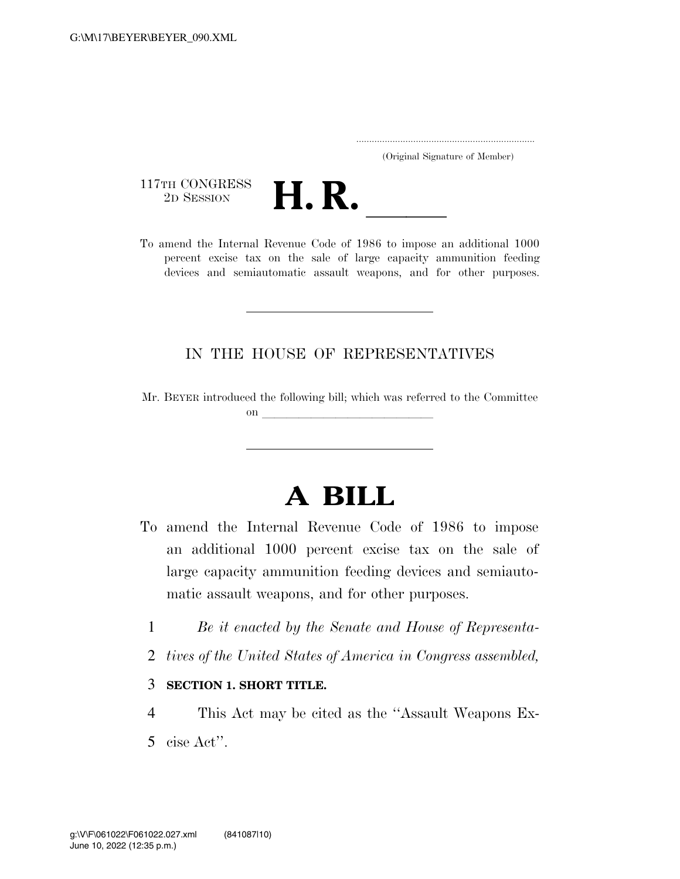G:\M\17\BEYER\BEYER_090.XML

..................................................................
(Original Signature of Member)

117TH CONGRESS
2D SESSION

# H. R. \_\_\_\_\_\_

To amend the Internal Revenue Code of 1986 to impose an additional 1000 percent excise tax on the sale of large capacity ammunition feeding devices and semiautomatic assault weapons, and for other purposes.

---

IN THE HOUSE OF REPRESENTATIVES

Mr. BEYER introduced the following bill; which was referred to the Committee on \_\_\_\_\_\_\_\_\_\_\_\_\_\_\_\_\_\_\_\_\_\_\_\_\_\_\_\_\_\_

---

# A BILL

To amend the Internal Revenue Code of 1986 to impose an additional 1000 percent excise tax on the sale of large capacity ammunition feeding devices and semiautomatic assault weapons, and for other purposes.

1 *Be it enacted by the Senate and House of Representa-*
2 *tives of the United States of America in Congress assembled,*

3 **SECTION 1. SHORT TITLE.**

4 This Act may be cited as the ''Assault Weapons Ex-
5 cise Act''.

g:\V\F\061022\F061022.027.xml (841087|10)
June 10, 2022 (12:35 p.m.)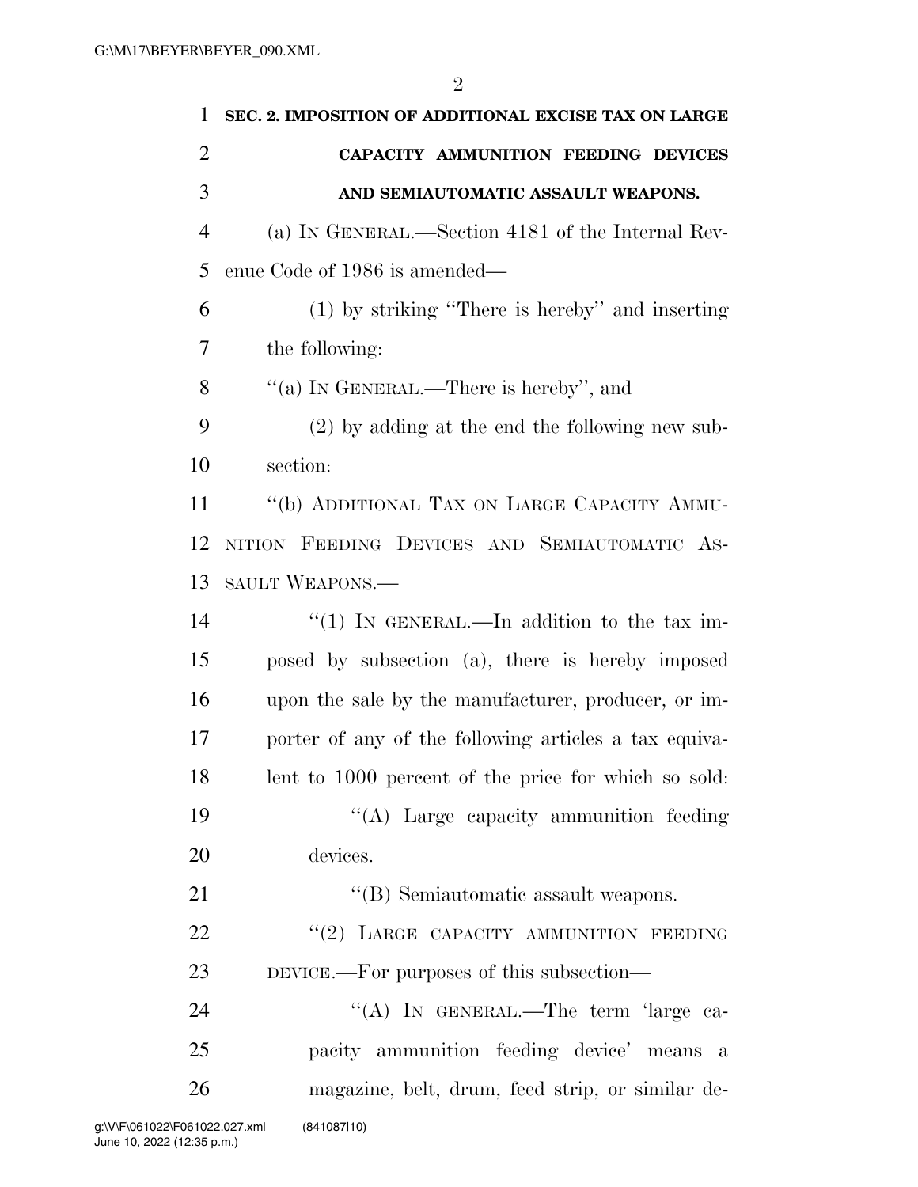**SEC. 2. IMPOSITION OF ADDITIONAL EXCISE TAX ON LARGE CAPACITY AMMUNITION FEEDING DEVICES AND SEMIAUTOMATIC ASSAULT WEAPONS.**

(a) IN GENERAL.—Section 4181 of the Internal Revenue Code of 1986 is amended—

(1) by striking "There is hereby" and inserting the following:

"(a) IN GENERAL.—There is hereby", and

(2) by adding at the end the following new subsection:

"(b) ADDITIONAL TAX ON LARGE CAPACITY AMMUNITION FEEDING DEVICES AND SEMIAUTOMATIC ASSAULT WEAPONS.—

"(1) IN GENERAL.—In addition to the tax imposed by subsection (a), there is hereby imposed upon the sale by the manufacturer, producer, or importer of any of the following articles a tax equivalent to 1000 percent of the price for which so sold:

"(A) Large capacity ammunition feeding devices.

"(B) Semiautomatic assault weapons.

"(2) LARGE CAPACITY AMMUNITION FEEDING DEVICE.—For purposes of this subsection—

"(A) IN GENERAL.—The term 'large capacity ammunition feeding device' means a magazine, belt, drum, feed strip, or similar de-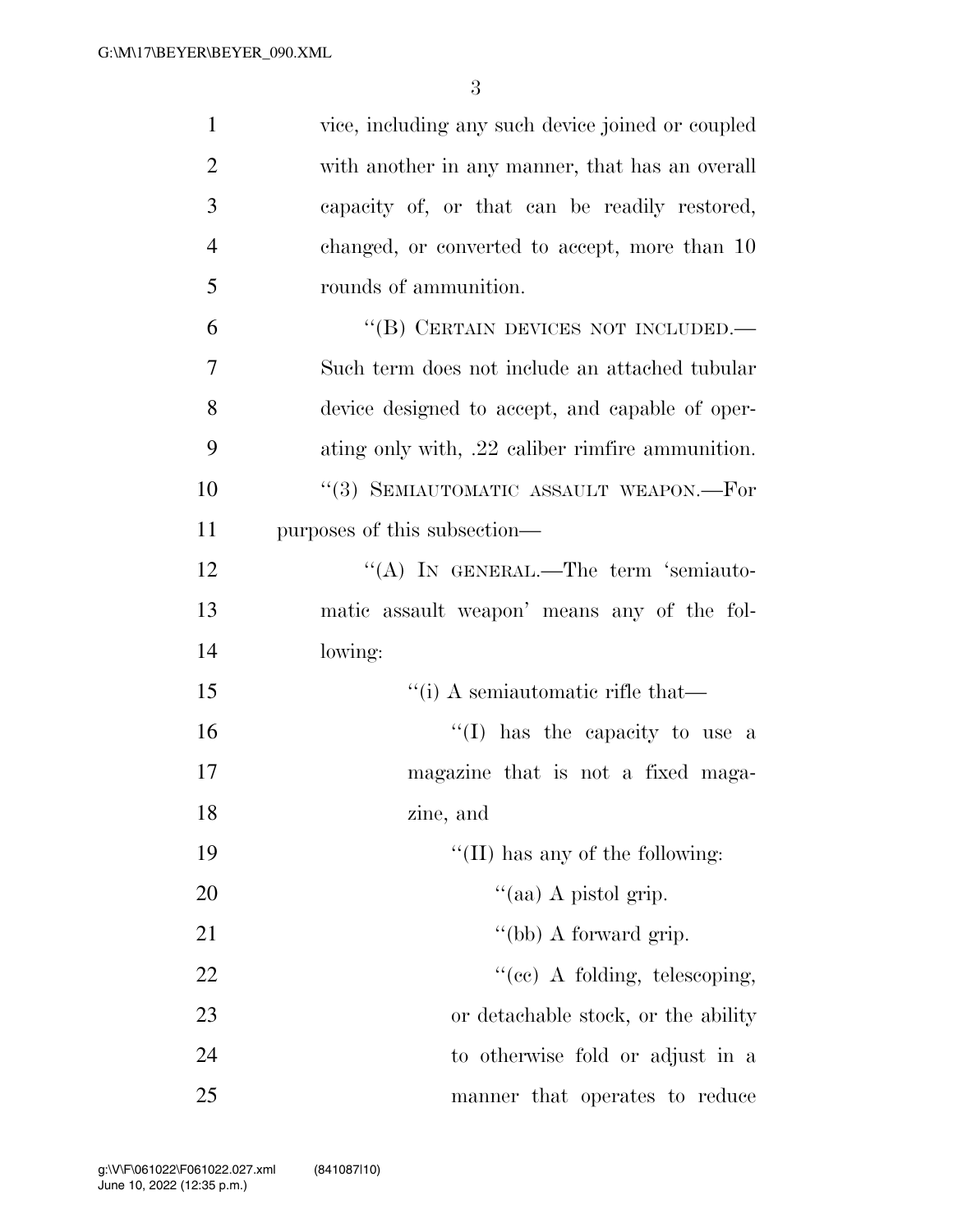vice, including any such device joined or coupled with another in any manner, that has an overall capacity of, or that can be readily restored, changed, or converted to accept, more than 10 rounds of ammunition.

"(B) CERTAIN DEVICES NOT INCLUDED.—Such term does not include an attached tubular device designed to accept, and capable of operating only with, .22 caliber rimfire ammunition.

"(3) SEMIAUTOMATIC ASSAULT WEAPON.—For purposes of this subsection—

"(A) IN GENERAL.—The term 'semiautomatic assault weapon' means any of the following:

"(i) A semiautomatic rifle that—

"(I) has the capacity to use a magazine that is not a fixed magazine, and

"(II) has any of the following:

"(aa) A pistol grip.

"(bb) A forward grip.

"(cc) A folding, telescoping, or detachable stock, or the ability to otherwise fold or adjust in a manner that operates to reduce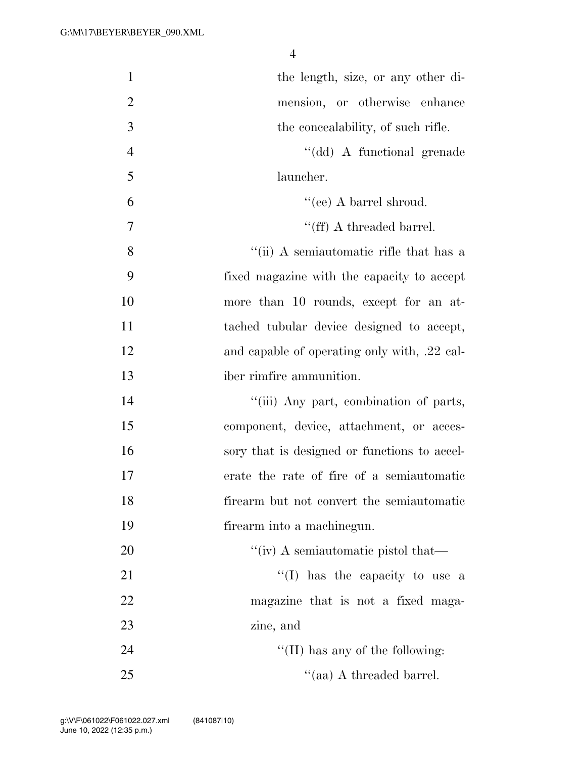the length, size, or any other dimension, or otherwise enhance the concealability, of such rifle.

''(dd) A functional grenade launcher.

''(ee) A barrel shroud.

''(ff) A threaded barrel.

''(ii) A semiautomatic rifle that has a fixed magazine with the capacity to accept more than 10 rounds, except for an attached tubular device designed to accept, and capable of operating only with, .22 caliber rimfire ammunition.

''(iii) Any part, combination of parts, component, device, attachment, or accessory that is designed or functions to accelerate the rate of fire of a semiautomatic firearm but not convert the semiautomatic firearm into a machinegun.

''(iv) A semiautomatic pistol that—

''(I) has the capacity to use a magazine that is not a fixed magazine, and

''(II) has any of the following:

''(aa) A threaded barrel.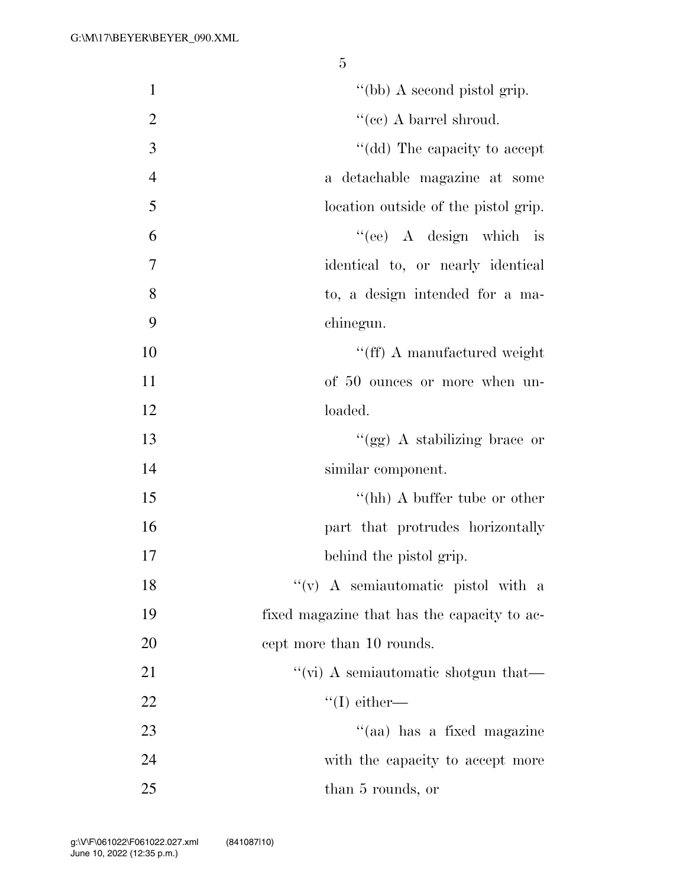''(bb) A second pistol grip.

''(cc) A barrel shroud.

''(dd) The capacity to accept a detachable magazine at some location outside of the pistol grip.

''(ee) A design which is identical to, or nearly identical to, a design intended for a machinegun.

''(ff) A manufactured weight of 50 ounces or more when unloaded.

''(gg) A stabilizing brace or similar component.

''(hh) A buffer tube or other part that protrudes horizontally behind the pistol grip.

''(v) A semiautomatic pistol with a fixed magazine that has the capacity to accept more than 10 rounds.

''(vi) A semiautomatic shotgun that—

''(I) either—

''(aa) has a fixed magazine with the capacity to accept more than 5 rounds, or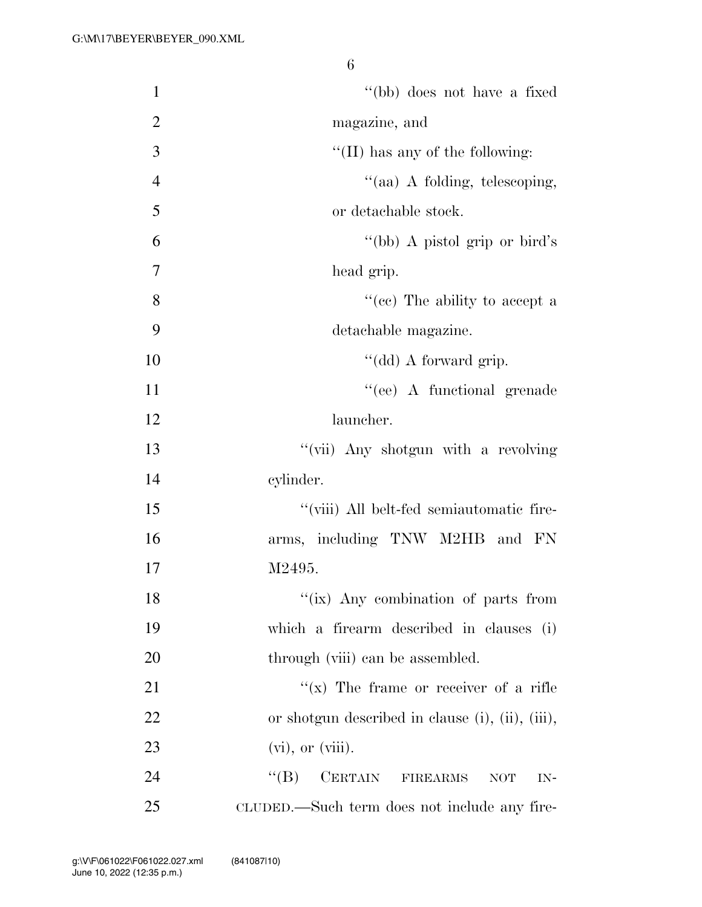''(bb) does not have a fixed magazine, and

''(II) has any of the following:

''(aa) A folding, telescoping, or detachable stock.

''(bb) A pistol grip or bird's head grip.

''(cc) The ability to accept a detachable magazine.

''(dd) A forward grip.

''(ee) A functional grenade launcher.

''(vii) Any shotgun with a revolving cylinder.

''(viii) All belt-fed semiautomatic firearms, including TNW M2HB and FN M2495.

''(ix) Any combination of parts from which a firearm described in clauses (i) through (viii) can be assembled.

''(x) The frame or receiver of a rifle or shotgun described in clause (i), (ii), (iii), (vi), or (viii).

''(B) CERTAIN FIREARMS NOT INCLUDED.—Such term does not include any fire-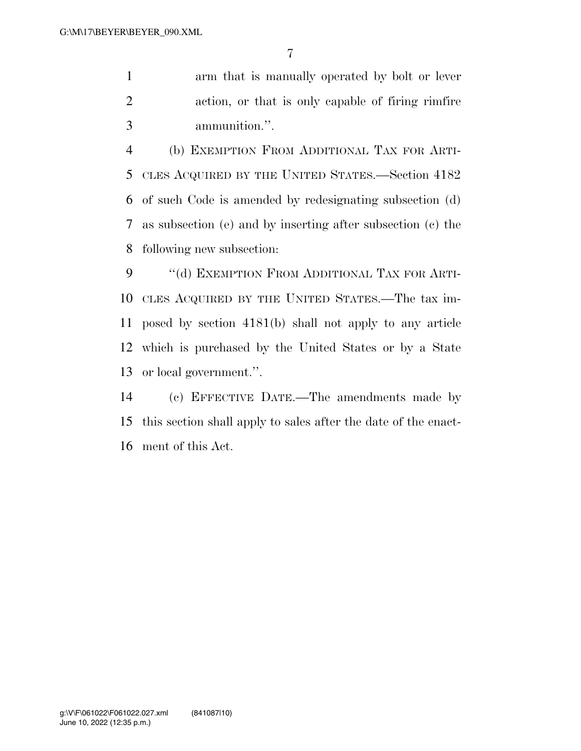arm that is manually operated by bolt or lever action, or that is only capable of firing rimfire ammunition.''.

(b) EXEMPTION FROM ADDITIONAL TAX FOR ARTICLES ACQUIRED BY THE UNITED STATES.—Section 4182 of such Code is amended by redesignating subsection (d) as subsection (e) and by inserting after subsection (c) the following new subsection:

''(d) EXEMPTION FROM ADDITIONAL TAX FOR ARTICLES ACQUIRED BY THE UNITED STATES.—The tax imposed by section 4181(b) shall not apply to any article which is purchased by the United States or by a State or local government.''.

(c) EFFECTIVE DATE.—The amendments made by this section shall apply to sales after the date of the enactment of this Act.